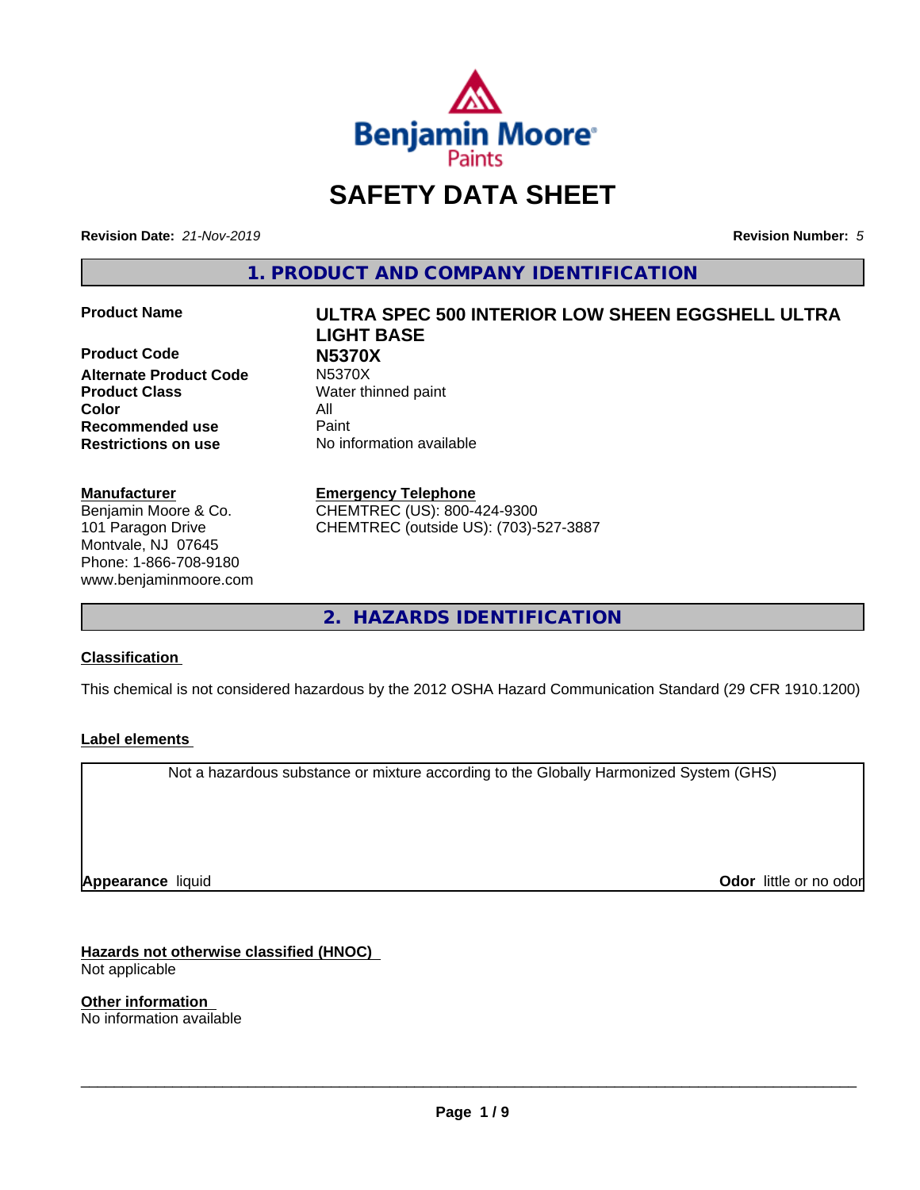# SAFETY DATA SHEET

**Revision Date:** *21-Nov-2019* **Revision Number:** *5*

## 1. PRODUCT AND COMPANY IDENTIFICATION

| | |
|---|---|
| **Product Name** | **ULTRA SPEC 500 INTERIOR LOW SHEEN EGGSHELL ULTRA LIGHT BASE** |
| **Product Code** | **N5370X** |
| **Alternate Product Code** | N5370X |
| **Product Class** | Water thinned paint |
| **Color** | All |
| **Recommended use** | Paint |
| **Restrictions on use** | No information available |

**Manufacturer**
Benjamin Moore & Co.
101 Paragon Drive
Montvale, NJ 07645
Phone: 1-866-708-9180
www.benjaminmoore.com

**Emergency Telephone**
CHEMTREC (US): 800-424-9300
CHEMTREC (outside US): (703)-527-3887

## 2. HAZARDS IDENTIFICATION

### Classification

This chemical is not considered hazardous by the 2012 OSHA Hazard Communication Standard (29 CFR 1910.1200)

### Label elements

Not a hazardous substance or mixture according to the Globally Harmonized System (GHS)

**Appearance** liquid **Odor** little or no odor

### Hazards not otherwise classified (HNOC)

Not applicable

### Other information

No information available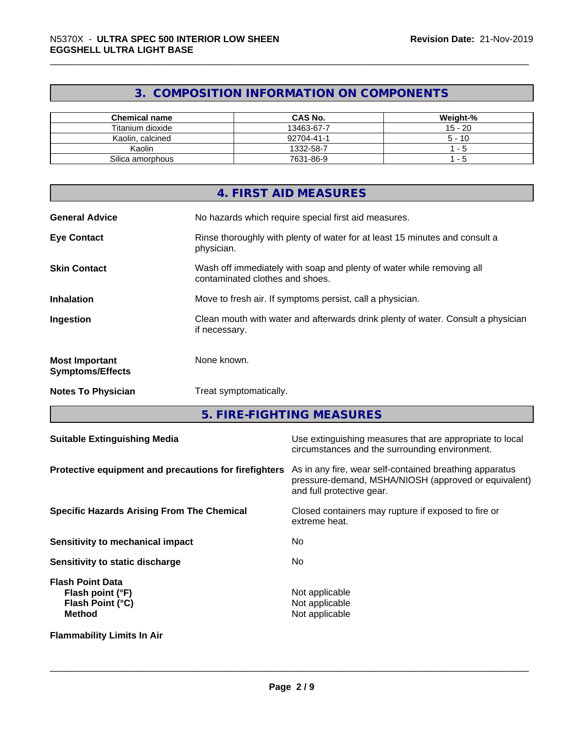## 3. COMPOSITION INFORMATION ON COMPONENTS

| Chemical name | CAS No. | Weight-% |
|---|---|---|
| Titanium dioxide | 13463-67-7 | 15 - 20 |
| Kaolin, calcined | 92704-41-1 | 5 - 10 |
| Kaolin | 1332-58-7 | 1 - 5 |
| Silica amorphous | 7631-86-9 | 1 - 5 |

## 4. FIRST AID MEASURES

**General Advice** No hazards which require special first aid measures.

**Eye Contact** Rinse thoroughly with plenty of water for at least 15 minutes and consult a physician.

**Skin Contact** Wash off immediately with soap and plenty of water while removing all contaminated clothes and shoes.

**Inhalation** Move to fresh air. If symptoms persist, call a physician.

**Ingestion** Clean mouth with water and afterwards drink plenty of water. Consult a physician if necessary.

**Most Important Symptoms/Effects** None known.

**Notes To Physician** Treat symptomatically.

## 5. FIRE-FIGHTING MEASURES

**Suitable Extinguishing Media** Use extinguishing measures that are appropriate to local circumstances and the surrounding environment.

**Protective equipment and precautions for firefighters** As in any fire, wear self-contained breathing apparatus pressure-demand, MSHA/NIOSH (approved or equivalent) and full protective gear.

**Specific Hazards Arising From The Chemical** Closed containers may rupture if exposed to fire or extreme heat.

**Sensitivity to mechanical impact** No

**Sensitivity to static discharge** No

**Flash Point Data**
**Flash point (°F)** Not applicable
**Flash Point (°C)** Not applicable
**Method** Not applicable

**Flammability Limits In Air**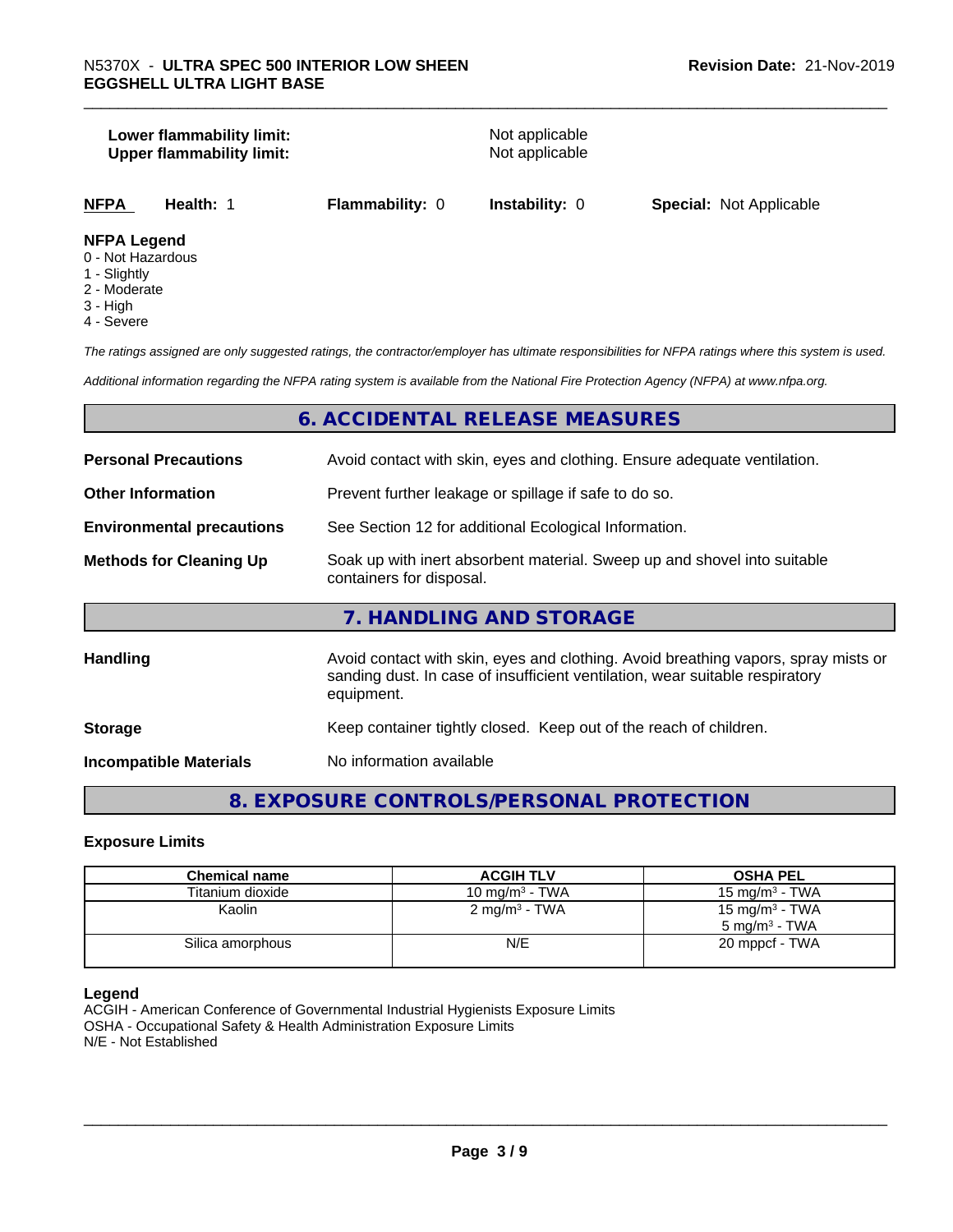**Lower flammability limit:** Not applicable
**Upper flammability limit:** Not applicable

| **NFPA** | **Health:** 1 | **Flammability:** 0 | **Instability:** 0 | **Special:** Not Applicable |
|---|---|---|---|---|

**NFPA Legend**
- 0 - Not Hazardous
- 1 - Slightly
- 2 - Moderate
- 3 - High
- 4 - Severe

*The ratings assigned are only suggested ratings, the contractor/employer has ultimate responsibilities for NFPA ratings where this system is used.*

*Additional information regarding the NFPA rating system is available from the National Fire Protection Agency (NFPA) at www.nfpa.org.*

## 6. ACCIDENTAL RELEASE MEASURES

**Personal Precautions** Avoid contact with skin, eyes and clothing. Ensure adequate ventilation.

**Other Information** Prevent further leakage or spillage if safe to do so.

**Environmental precautions** See Section 12 for additional Ecological Information.

**Methods for Cleaning Up** Soak up with inert absorbent material. Sweep up and shovel into suitable containers for disposal.

## 7. HANDLING AND STORAGE

**Handling** Avoid contact with skin, eyes and clothing. Avoid breathing vapors, spray mists or sanding dust. In case of insufficient ventilation, wear suitable respiratory equipment.

**Storage** Keep container tightly closed. Keep out of the reach of children.

**Incompatible Materials** No information available

## 8. EXPOSURE CONTROLS/PERSONAL PROTECTION

### Exposure Limits

| Chemical name | ACGIH TLV | OSHA PEL |
|---|---|---|
| Titanium dioxide | 10 mg/m$^3$ - TWA | 15 mg/m$^3$ - TWA |
| Kaolin | 2 mg/m$^3$ - TWA | 15 mg/m$^3$ - TWA<br>5 mg/m$^3$ - TWA |
| Silica amorphous | N/E | 20 mppcf - TWA |

**Legend**
ACGIH - American Conference of Governmental Industrial Hygienists Exposure Limits
OSHA - Occupational Safety & Health Administration Exposure Limits
N/E - Not Established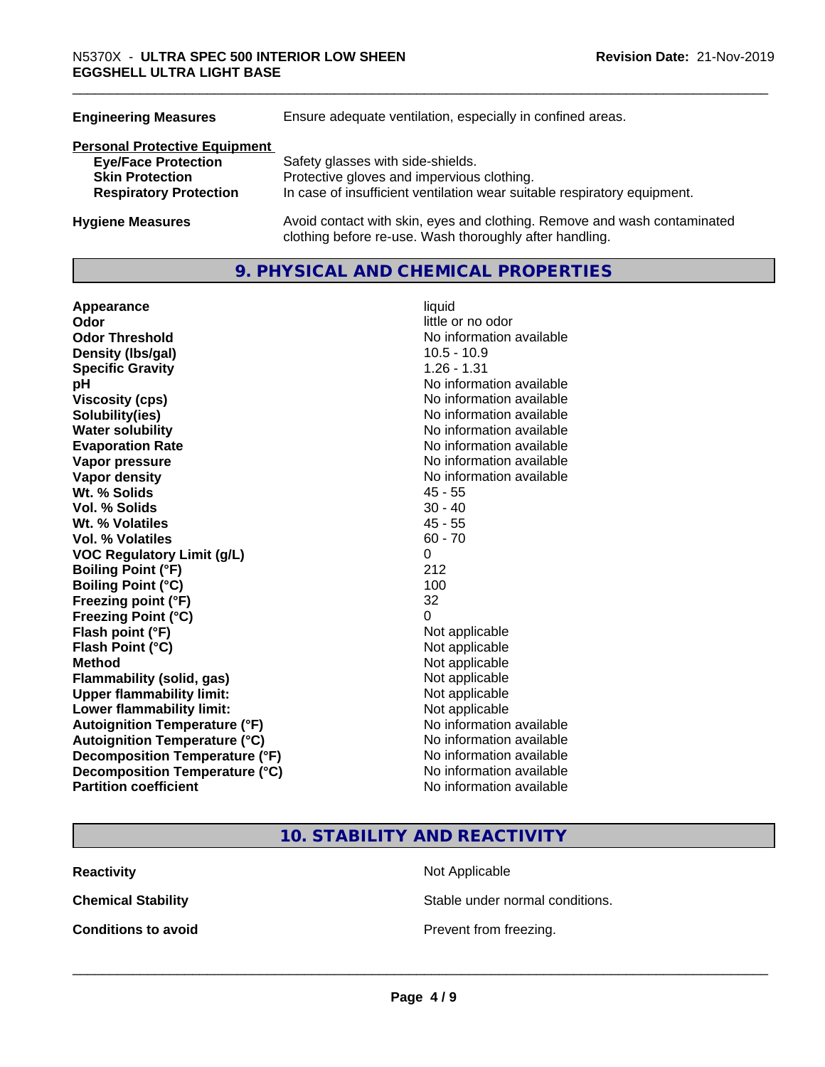| | |
|---|---|
| **Engineering Measures** | Ensure adequate ventilation, especially in confined areas. |

**Personal Protective Equipment**

| | |
|---|---|
| **Eye/Face Protection** | Safety glasses with side-shields. |
| **Skin Protection** | Protective gloves and impervious clothing. |
| **Respiratory Protection** | In case of insufficient ventilation wear suitable respiratory equipment. |

| | |
|---|---|
| **Hygiene Measures** | Avoid contact with skin, eyes and clothing. Remove and wash contaminated clothing before re-use. Wash thoroughly after handling. |

## 9. PHYSICAL AND CHEMICAL PROPERTIES

| | |
|---|---|
| **Appearance** | liquid |
| **Odor** | little or no odor |
| **Odor Threshold** | No information available |
| **Density (lbs/gal)** | 10.5 - 10.9 |
| **Specific Gravity** | 1.26 - 1.31 |
| **pH** | No information available |
| **Viscosity (cps)** | No information available |
| **Solubility(ies)** | No information available |
| **Water solubility** | No information available |
| **Evaporation Rate** | No information available |
| **Vapor pressure** | No information available |
| **Vapor density** | No information available |
| **Wt. % Solids** | 45 - 55 |
| **Vol. % Solids** | 30 - 40 |
| **Wt. % Volatiles** | 45 - 55 |
| **Vol. % Volatiles** | 60 - 70 |
| **VOC Regulatory Limit (g/L)** | 0 |
| **Boiling Point (°F)** | 212 |
| **Boiling Point (°C)** | 100 |
| **Freezing point (°F)** | 32 |
| **Freezing Point (°C)** | 0 |
| **Flash point (°F)** | Not applicable |
| **Flash Point (°C)** | Not applicable |
| **Method** | Not applicable |
| **Flammability (solid, gas)** | Not applicable |
| **Upper flammability limit:** | Not applicable |
| **Lower flammability limit:** | Not applicable |
| **Autoignition Temperature (°F)** | No information available |
| **Autoignition Temperature (°C)** | No information available |
| **Decomposition Temperature (°F)** | No information available |
| **Decomposition Temperature (°C)** | No information available |
| **Partition coefficient** | No information available |

## 10. STABILITY AND REACTIVITY

| | |
|---|---|
| **Reactivity** | Not Applicable |
| **Chemical Stability** | Stable under normal conditions. |
| **Conditions to avoid** | Prevent from freezing. |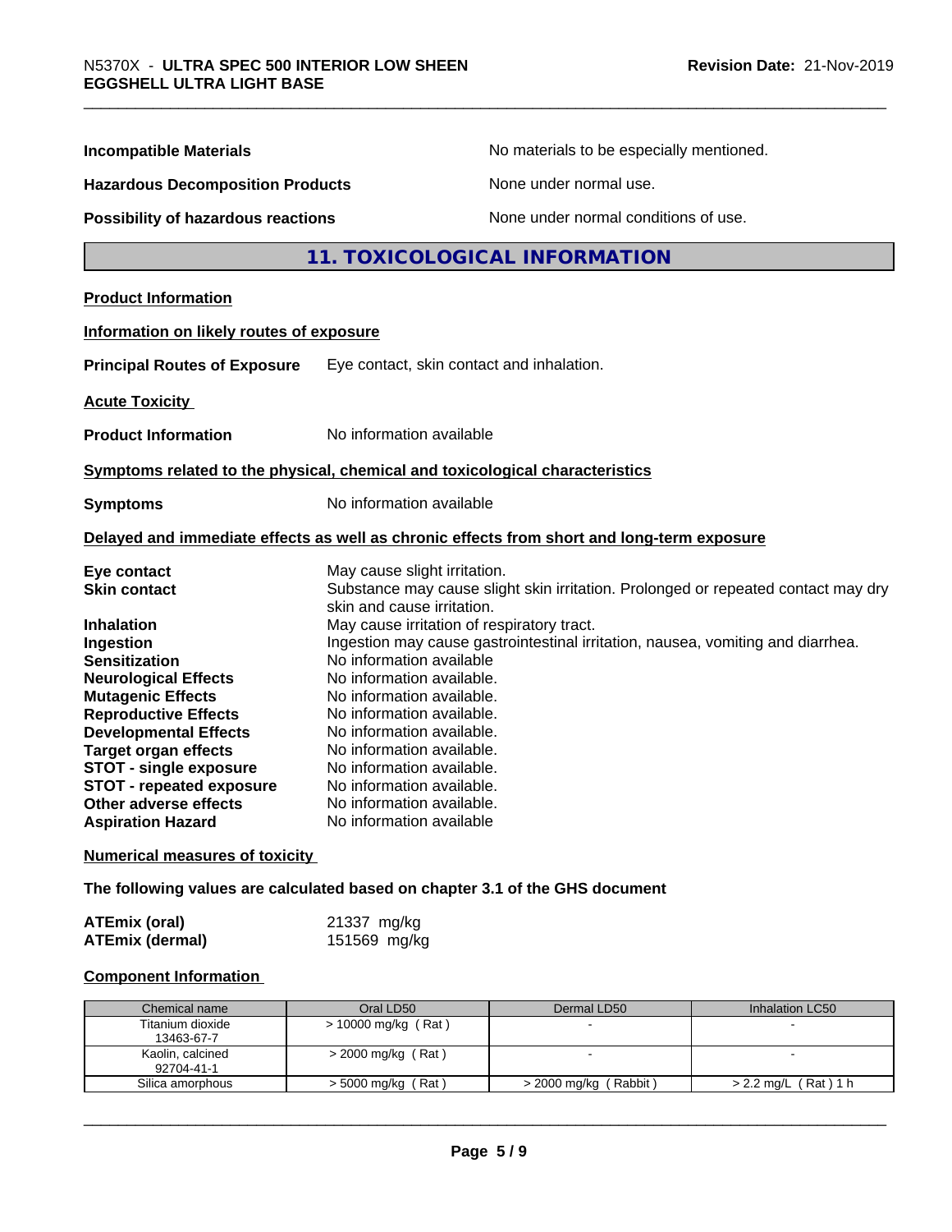**Incompatible Materials** No materials to be especially mentioned.

**Hazardous Decomposition Products** None under normal use.

**Possibility of hazardous reactions** None under normal conditions of use.

## 11. TOXICOLOGICAL INFORMATION

**Product Information**

**Information on likely routes of exposure**

**Principal Routes of Exposure** Eye contact, skin contact and inhalation.

**Acute Toxicity**

**Product Information** No information available

**Symptoms related to the physical, chemical and toxicological characteristics**

**Symptoms** No information available

**Delayed and immediate effects as well as chronic effects from short and long-term exposure**

**Eye contact** May cause slight irritation.
**Skin contact** Substance may cause slight skin irritation. Prolonged or repeated contact may dry skin and cause irritation.
**Inhalation** May cause irritation of respiratory tract.
**Ingestion** Ingestion may cause gastrointestinal irritation, nausea, vomiting and diarrhea.
**Sensitization** No information available
**Neurological Effects** No information available.
**Mutagenic Effects** No information available.
**Reproductive Effects** No information available.
**Developmental Effects** No information available.
**Target organ effects** No information available.
**STOT - single exposure** No information available.
**STOT - repeated exposure** No information available.
**Other adverse effects** No information available.
**Aspiration Hazard** No information available

**Numerical measures of toxicity**

**The following values are calculated based on chapter 3.1 of the GHS document**

**ATEmix (oral)** 21337 mg/kg
**ATEmix (dermal)** 151569 mg/kg

**Component Information**

| Chemical name | Oral LD50 | Dermal LD50 | Inhalation LC50 |
|---|---|---|---|
| Titanium dioxide 13463-67-7 | > 10000 mg/kg ( Rat ) | - | - |
| Kaolin, calcined 92704-41-1 | > 2000 mg/kg ( Rat ) | - | - |
| Silica amorphous | > 5000 mg/kg ( Rat ) | > 2000 mg/kg ( Rabbit ) | > 2.2 mg/L ( Rat ) 1 h |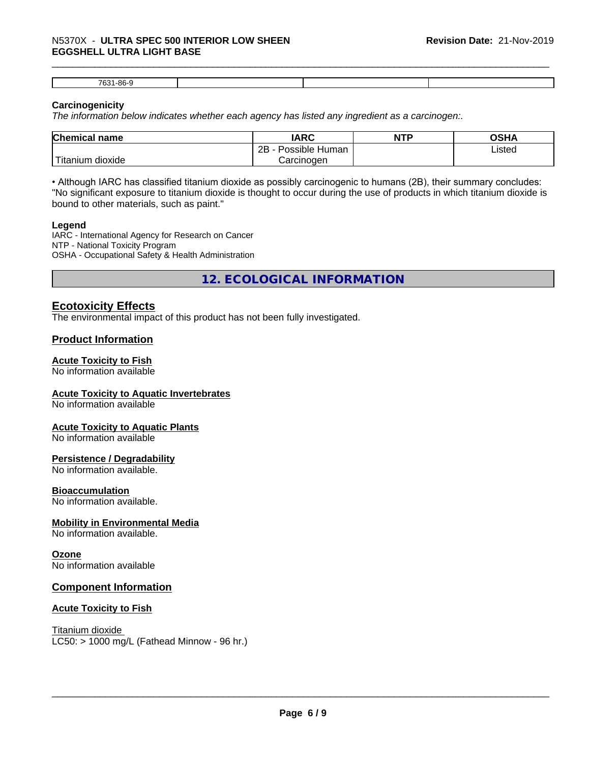| 7631-86-9 | | | |
|---|---|---|---|

**Carcinogenicity**

*The information below indicates whether each agency has listed any ingredient as a carcinogen:.*

| Chemical name | IARC | NTP | OSHA |
|---|---|---|---|
| Titanium dioxide | 2B - Possible Human Carcinogen | | Listed |

• Although IARC has classified titanium dioxide as possibly carcinogenic to humans (2B), their summary concludes: "No significant exposure to titanium dioxide is thought to occur during the use of products in which titanium dioxide is bound to other materials, such as paint."

**Legend**

IARC - International Agency for Research on Cancer
NTP - National Toxicity Program
OSHA - Occupational Safety & Health Administration

## 12. ECOLOGICAL INFORMATION

### Ecotoxicity Effects

The environmental impact of this product has not been fully investigated.

### Product Information

#### Acute Toxicity to Fish

No information available

#### Acute Toxicity to Aquatic Invertebrates

No information available

#### Acute Toxicity to Aquatic Plants

No information available

#### Persistence / Degradability

No information available.

#### Bioaccumulation

No information available.

#### Mobility in Environmental Media

No information available.

#### Ozone

No information available

### Component Information

#### Acute Toxicity to Fish

Titanium dioxide
LC50: > 1000 mg/L (Fathead Minnow - 96 hr.)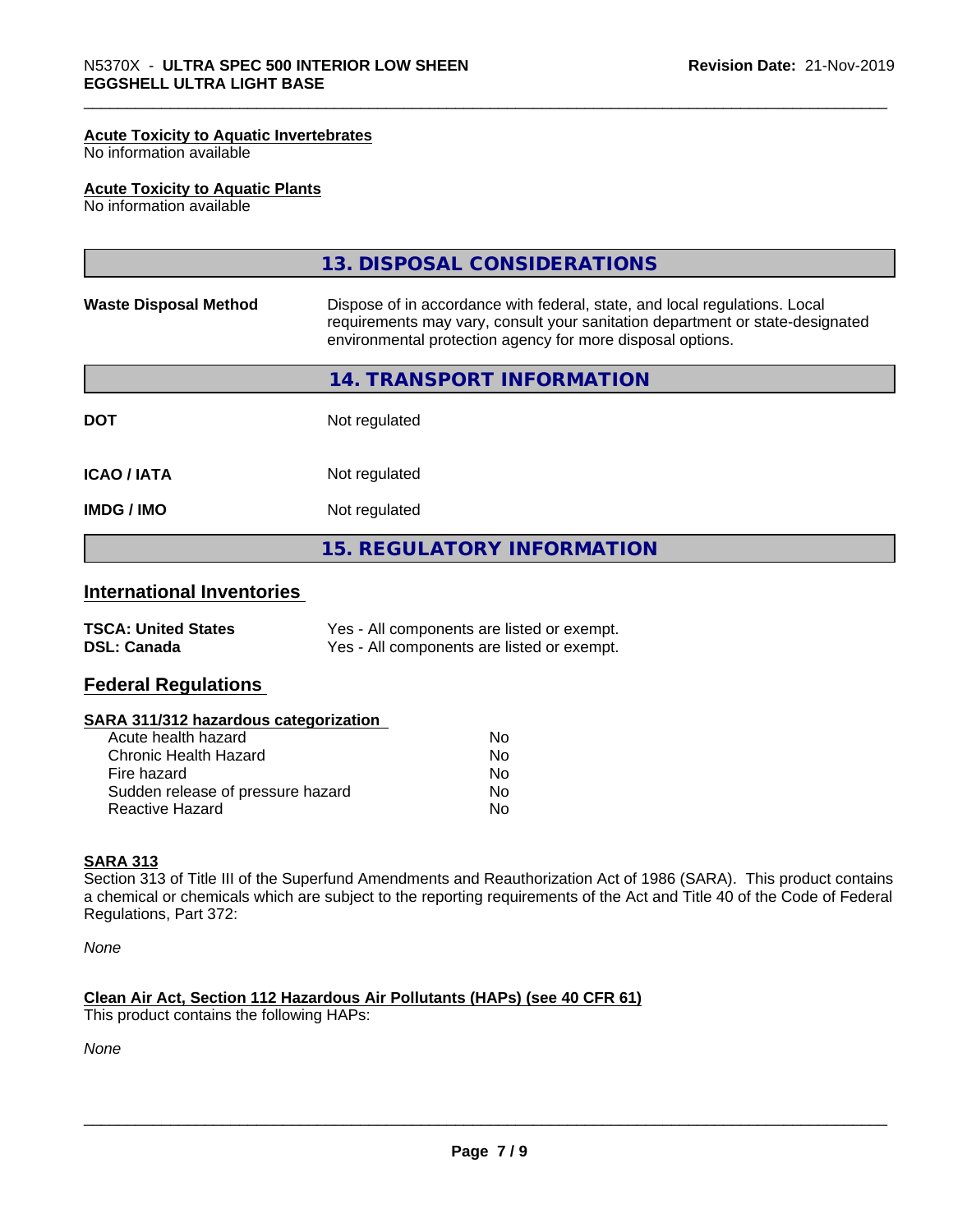**Acute Toxicity to Aquatic Invertebrates**
No information available

**Acute Toxicity to Aquatic Plants**
No information available

## 13. DISPOSAL CONSIDERATIONS

| | |
|---|---|
| **Waste Disposal Method** | Dispose of in accordance with federal, state, and local regulations. Local requirements may vary, consult your sanitation department or state-designated environmental protection agency for more disposal options. |

## 14. TRANSPORT INFORMATION

| | |
|---|---|
| **DOT** | Not regulated |
| **ICAO / IATA** | Not regulated |
| **IMDG / IMO** | Not regulated |

## 15. REGULATORY INFORMATION

### International Inventories

| | |
|---|---|
| **TSCA: United States** | Yes - All components are listed or exempt. |
| **DSL: Canada** | Yes - All components are listed or exempt. |

### Federal Regulations

**SARA 311/312 hazardous categorization**

| | |
|---|---|
| Acute health hazard | No |
| Chronic Health Hazard | No |
| Fire hazard | No |
| Sudden release of pressure hazard | No |
| Reactive Hazard | No |

**SARA 313**
Section 313 of Title III of the Superfund Amendments and Reauthorization Act of 1986 (SARA). This product contains a chemical or chemicals which are subject to the reporting requirements of the Act and Title 40 of the Code of Federal Regulations, Part 372:

*None*

**Clean Air Act, Section 112 Hazardous Air Pollutants (HAPs) (see 40 CFR 61)**
This product contains the following HAPs:

*None*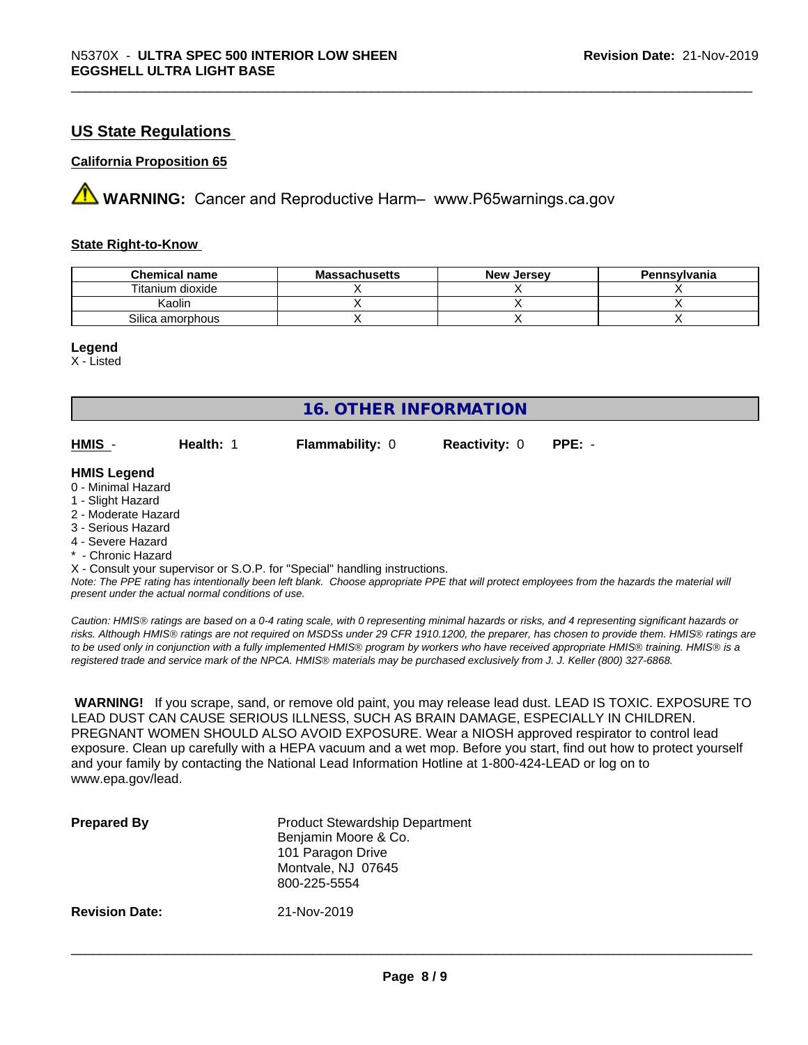## US State Regulations

### California Proposition 65

⚠ **WARNING:** Cancer and Reproductive Harm– www.P65warnings.ca.gov

#### State Right-to-Know

| Chemical name | Massachusetts | New Jersey | Pennsylvania |
|---|---|---|---|
| Titanium dioxide | X | X | X |
| Kaolin | X | X | X |
| Silica amorphous | X | X | X |

**Legend**

X - Listed

## 16. OTHER INFORMATION

| HMIS - | Health: 1 | Flammability: 0 | Reactivity: 0 | PPE: - |
|---|---|---|---|---|

**HMIS Legend**

0 - Minimal Hazard
1 - Slight Hazard
2 - Moderate Hazard
3 - Serious Hazard
4 - Severe Hazard
* - Chronic Hazard
X - Consult your supervisor or S.O.P. for "Special" handling instructions.

*Note: The PPE rating has intentionally been left blank. Choose appropriate PPE that will protect employees from the hazards the material will present under the actual normal conditions of use.*

*Caution: HMIS® ratings are based on a 0-4 rating scale, with 0 representing minimal hazards or risks, and 4 representing significant hazards or risks. Although HMIS® ratings are not required on MSDSs under 29 CFR 1910.1200, the preparer, has chosen to provide them. HMIS® ratings are to be used only in conjunction with a fully implemented HMIS® program by workers who have received appropriate HMIS® training. HMIS® is a registered trade and service mark of the NPCA. HMIS® materials may be purchased exclusively from J. J. Keller (800) 327-6868.*

**WARNING!** If you scrape, sand, or remove old paint, you may release lead dust. LEAD IS TOXIC. EXPOSURE TO LEAD DUST CAN CAUSE SERIOUS ILLNESS, SUCH AS BRAIN DAMAGE, ESPECIALLY IN CHILDREN. PREGNANT WOMEN SHOULD ALSO AVOID EXPOSURE. Wear a NIOSH approved respirator to control lead exposure. Clean up carefully with a HEPA vacuum and a wet mop. Before you start, find out how to protect yourself and your family by contacting the National Lead Information Hotline at 1-800-424-LEAD or log on to www.epa.gov/lead.

**Prepared By**

Product Stewardship Department
Benjamin Moore & Co.
101 Paragon Drive
Montvale, NJ 07645
800-225-5554

**Revision Date:** 21-Nov-2019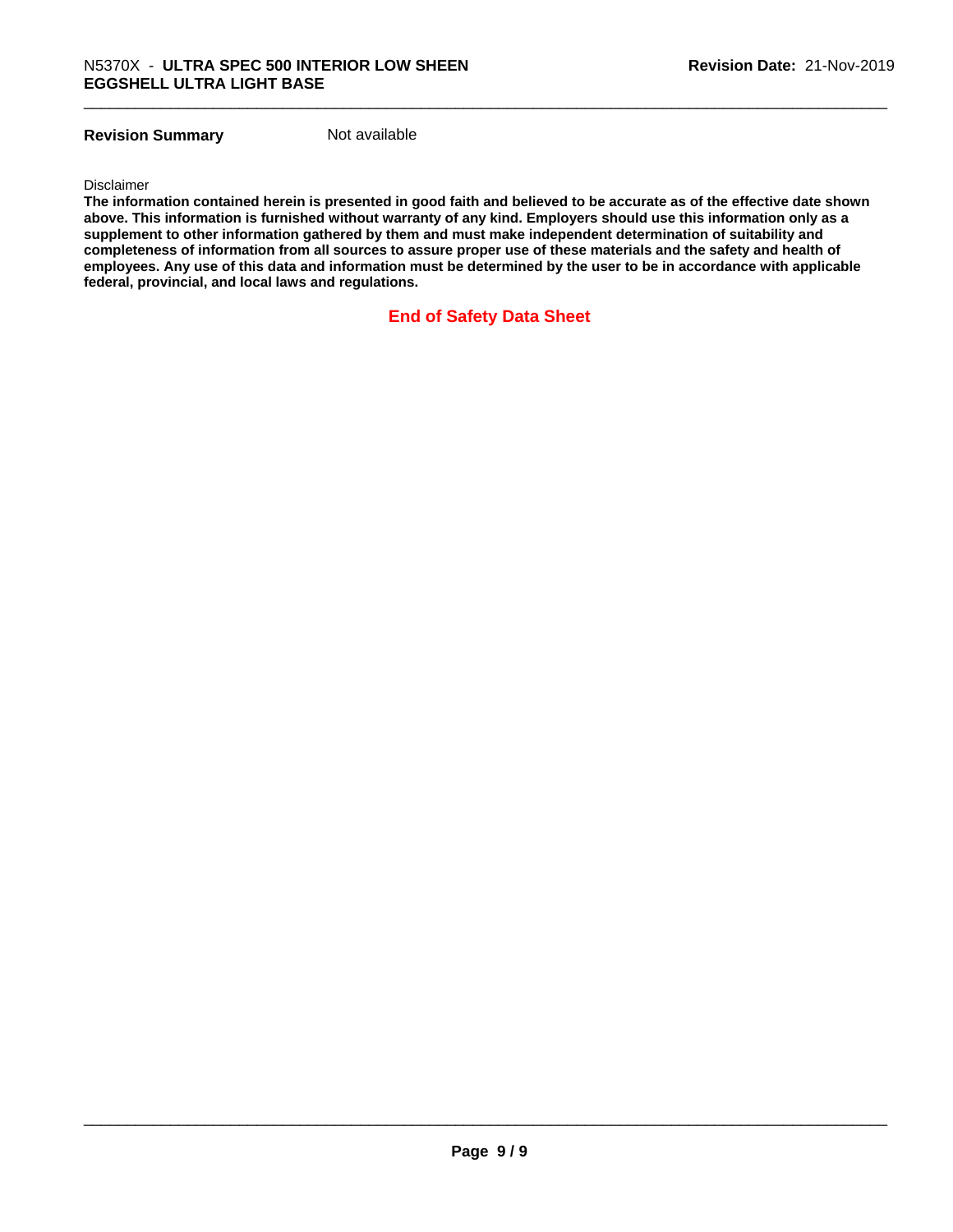**Revision Summary** Not available

Disclaimer

**The information contained herein is presented in good faith and believed to be accurate as of the effective date shown above. This information is furnished without warranty of any kind. Employers should use this information only as a supplement to other information gathered by them and must make independent determination of suitability and completeness of information from all sources to assure proper use of these materials and the safety and health of employees. Any use of this data and information must be determined by the user to be in accordance with applicable federal, provincial, and local laws and regulations.**

**End of Safety Data Sheet**